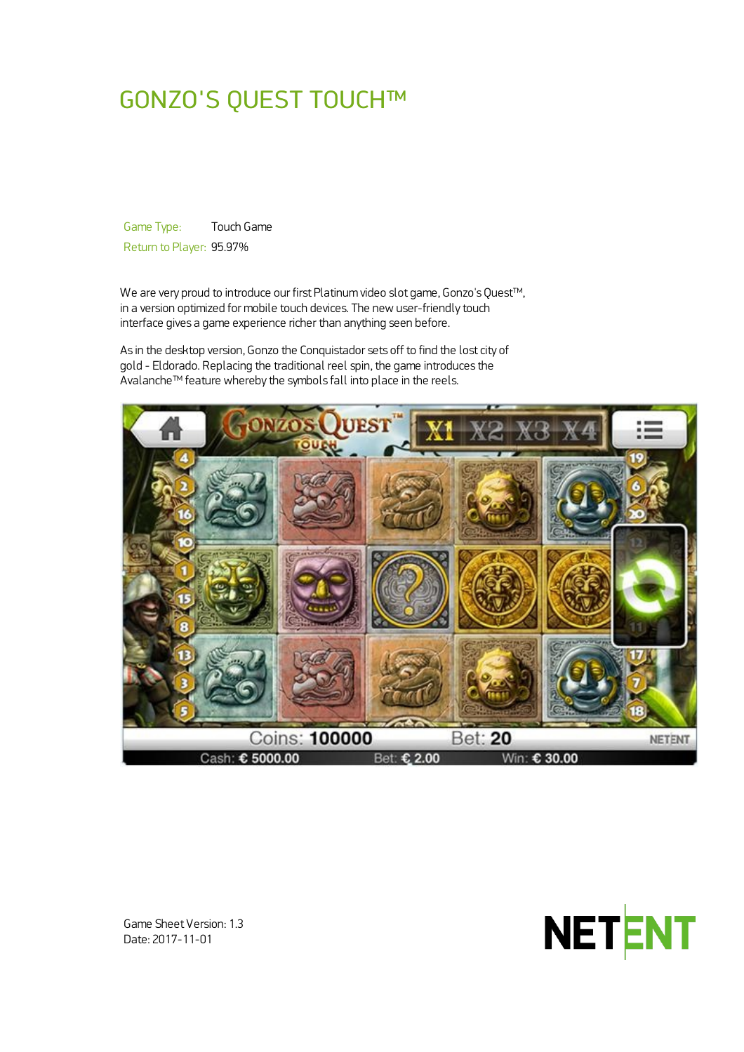# GONZO'S QUEST TOUCH™

| | |
|---|---|
| Game Type: | Touch Game |
| Return to Player: | 95.97% |

We are very proud to introduce our first Platinum video slot game, Gonzo's Quest™, in a version optimized for mobile touch devices. The new user-friendly touch interface gives a game experience richer than anything seen before.

As in the desktop version, Gonzo the Conquistador sets off to find the lost city of gold - Eldorado. Replacing the traditional reel spin, the game introduces the Avalanche™ feature whereby the symbols fall into place in the reels.

Game Sheet Version: 1.3
Date: 2017-11-01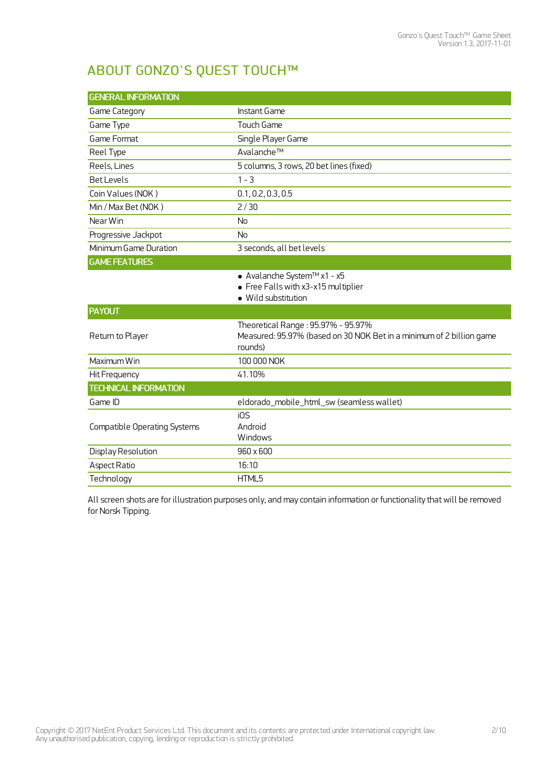# ABOUT GONZO'S QUEST TOUCH™

| GENERAL INFORMATION | |
|---|---|
| Game Category | Instant Game |
| Game Type | Touch Game |
| Game Format | Single Player Game |
| Reel Type | Avalanche™ |
| Reels, Lines | 5 columns, 3 rows, 20 bet lines (fixed) |
| Bet Levels | 1 - 3 |
| Coin Values (NOK ) | 0.1, 0.2, 0.3, 0.5 |
| Min / Max Bet (NOK ) | 2 / 30 |
| Near Win | No |
| Progressive Jackpot | No |
| Minimum Game Duration | 3 seconds, all bet levels |
| **GAME FEATURES** | |
| | • Avalanche System™ x1 - x5<br>• Free Falls with x3-x15 multiplier<br>• Wild substitution |
| **PAYOUT** | |
| Return to Player | Theoretical Range : 95.97% - 95.97%<br>Measured: 95.97% (based on 30 NOK Bet in a minimum of 2 billion game rounds) |
| Maximum Win | 100 000 NOK |
| Hit Frequency | 41.10% |
| **TECHNICAL INFORMATION** | |
| Game ID | eldorado_mobile_html_sw (seamless wallet) |
| Compatible Operating Systems | iOS<br>Android<br>Windows |
| Display Resolution | 960 x 600 |
| Aspect Ratio | 16:10 |
| Technology | HTML5 |

All screen shots are for illustration purposes only, and may contain information or functionality that will be removed for Norsk Tipping.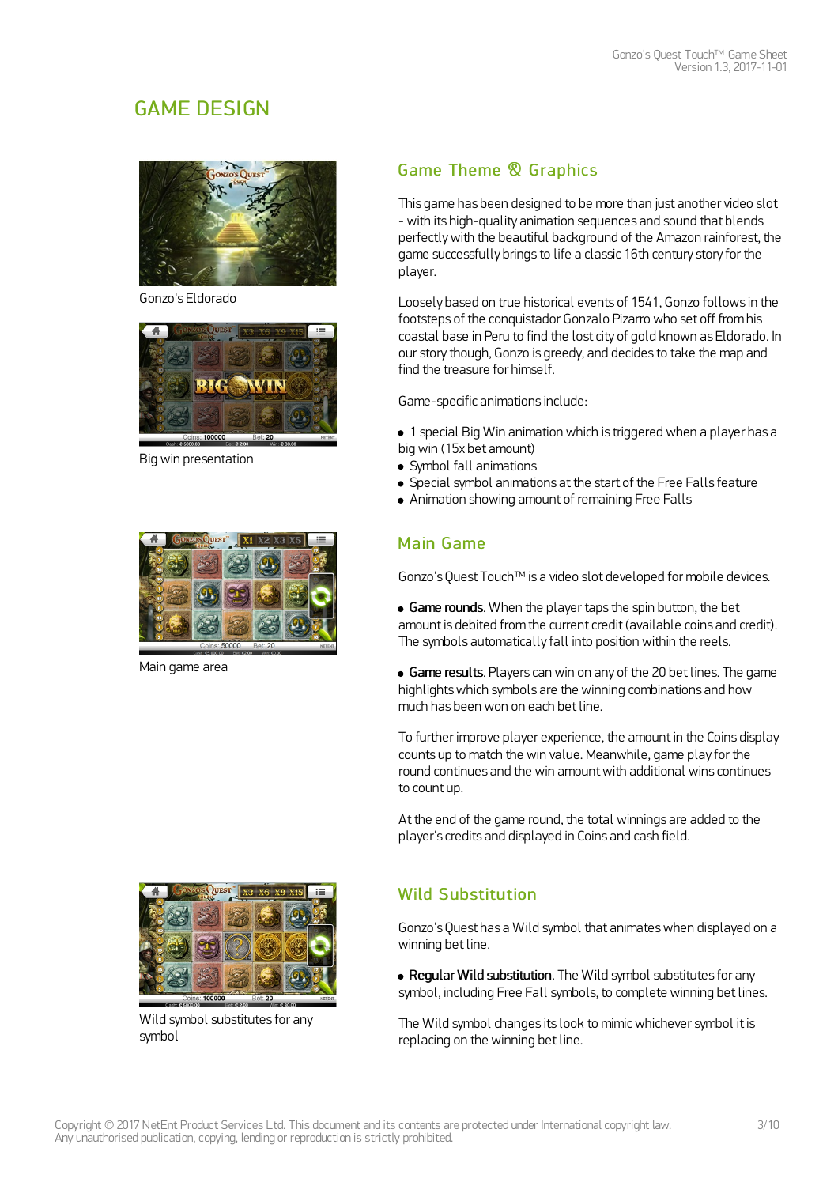# GAME DESIGN

Gonzo's Eldorado

Big win presentation

Main game area

Wild symbol substitutes for any symbol

## Game Theme & Graphics

This game has been designed to be more than just another video slot - with its high-quality animation sequences and sound that blends perfectly with the beautiful background of the Amazon rainforest, the game successfully brings to life a classic 16th century story for the player.

Loosely based on true historical events of 1541, Gonzo follows in the footsteps of the conquistador Gonzalo Pizarro who set off from his coastal base in Peru to find the lost city of gold known as Eldorado. In our story though, Gonzo is greedy, and decides to take the map and find the treasure for himself.

Game-specific animations include:

- 1 special Big Win animation which is triggered when a player has a big win (15x bet amount)
- Symbol fall animations
- Special symbol animations at the start of the Free Falls feature
- Animation showing amount of remaining Free Falls

## Main Game

Gonzo's Quest Touch™ is a video slot developed for mobile devices.

- **Game rounds**. When the player taps the spin button, the bet amount is debited from the current credit (available coins and credit). The symbols automatically fall into position within the reels.

- **Game results**. Players can win on any of the 20 bet lines. The game highlights which symbols are the winning combinations and how much has been won on each bet line.

To further improve player experience, the amount in the Coins display counts up to match the win value. Meanwhile, game play for the round continues and the win amount with additional wins continues to count up.

At the end of the game round, the total winnings are added to the player's credits and displayed in Coins and cash field.

## Wild Substitution

Gonzo's Quest has a Wild symbol that animates when displayed on a winning bet line.

- **Regular Wild substitution**. The Wild symbol substitutes for any symbol, including Free Fall symbols, to complete winning bet lines.

The Wild symbol changes its look to mimic whichever symbol it is replacing on the winning bet line.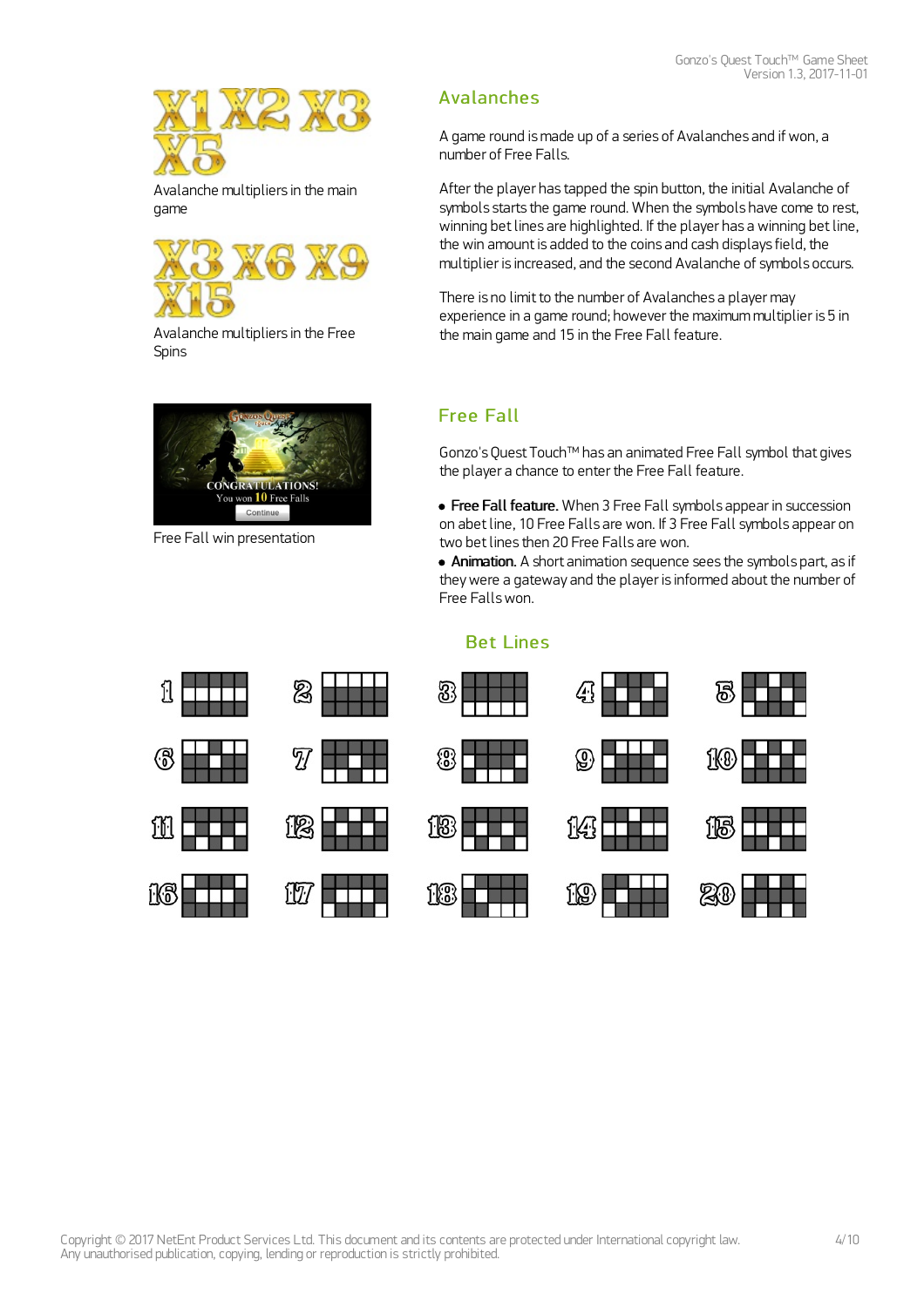X1 X2 X3 X5

Avalanche multipliers in the main game

X3 X6 X9 X15

Avalanche multipliers in the Free Spins

Free Fall win presentation

## Avalanches

A game round is made up of a series of Avalanches and if won, a number of Free Falls.

After the player has tapped the spin button, the initial Avalanche of symbols starts the game round. When the symbols have come to rest, winning bet lines are highlighted. If the player has a winning bet line, the win amount is added to the coins and cash displays field, the multiplier is increased, and the second Avalanche of symbols occurs.

There is no limit to the number of Avalanches a player may experience in a game round; however the maximum multiplier is 5 in the main game and 15 in the Free Fall feature.

## Free Fall

Gonzo's Quest Touch™ has an animated Free Fall symbol that gives the player a chance to enter the Free Fall feature.

- **Free Fall feature.** When 3 Free Fall symbols appear in succession on a bet line, 10 Free Falls are won. If 3 Free Fall symbols appear on two bet lines then 20 Free Falls are won.
- **Animation.** A short animation sequence sees the symbols part, as if they were a gateway and the player is informed about the number of Free Falls won.

## Bet Lines

1 2 3 4 5

6 7 8 9 10

11 12 13 14 15

16 17 18 19 20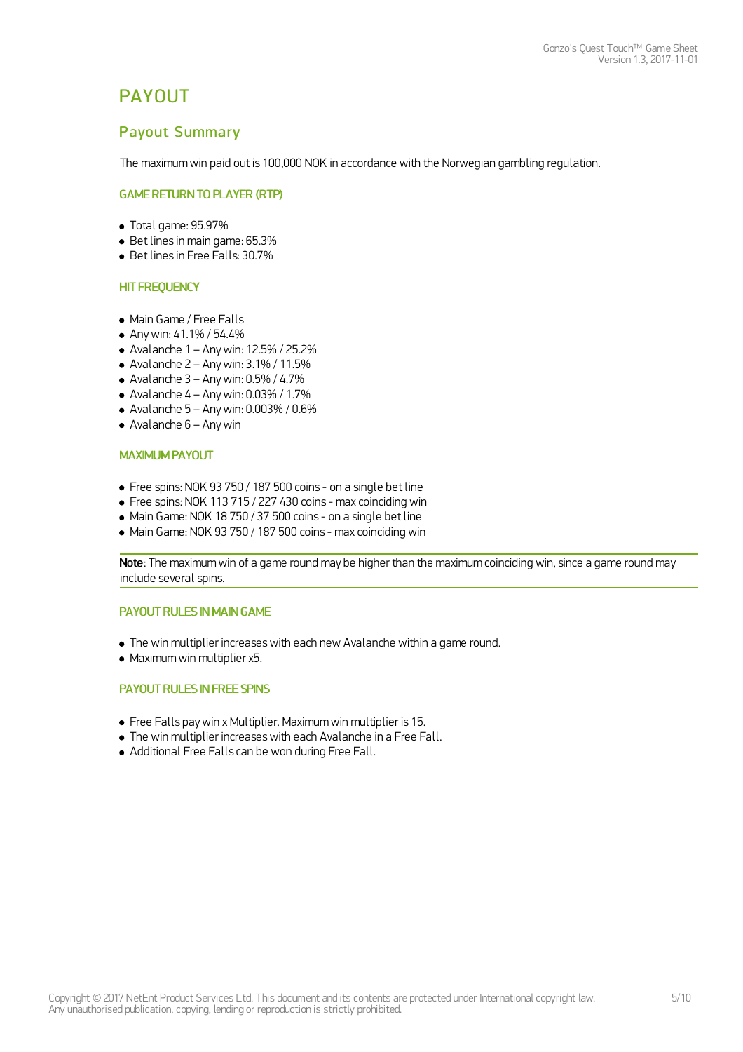# PAYOUT

## Payout Summary

The maximum win paid out is 100,000 NOK in accordance with the Norwegian gambling regulation.

### GAME RETURN TO PLAYER (RTP)

- Total game: 95.97%
- Bet lines in main game: 65.3%
- Bet lines in Free Falls: 30.7%

### HIT FREQUENCY

- Main Game / Free Falls
- Any win: 41.1% / 54.4%
- Avalanche 1 – Any win: 12.5% / 25.2%
- Avalanche 2 – Any win: 3.1% / 11.5%
- Avalanche 3 – Any win: 0.5% / 4.7%
- Avalanche 4 – Any win: 0.03% / 1.7%
- Avalanche 5 – Any win: 0.003% / 0.6%
- Avalanche 6 – Any win

### MAXIMUM PAYOUT

- Free spins: NOK 93 750 / 187 500 coins - on a single bet line
- Free spins: NOK 113 715 / 227 430 coins - max coinciding win
- Main Game: NOK 18 750 / 37 500 coins - on a single bet line
- Main Game: NOK 93 750 / 187 500 coins - max coinciding win

**Note**: The maximum win of a game round may be higher than the maximum coinciding win, since a game round may include several spins.

### PAYOUT RULES IN MAIN GAME

- The win multiplier increases with each new Avalanche within a game round.
- Maximum win multiplier x5.

### PAYOUT RULES IN FREE SPINS

- Free Falls pay win x Multiplier. Maximum win multiplier is 15.
- The win multiplier increases with each Avalanche in a Free Fall.
- Additional Free Falls can be won during Free Fall.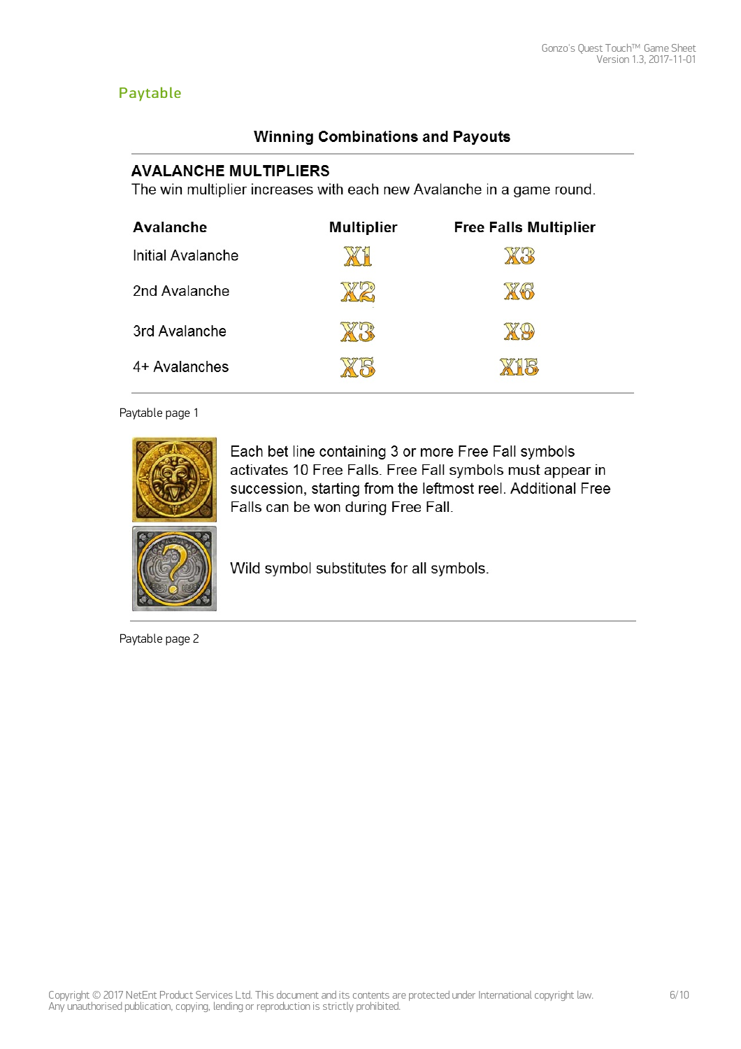## Paytable

### Winning Combinations and Payouts

**AVALANCHE MULTIPLIERS**

The win multiplier increases with each new Avalanche in a game round.

| Avalanche | Multiplier | Free Falls Multiplier |
|---|---|---|
| Initial Avalanche | X1 | X3 |
| 2nd Avalanche | X2 | X6 |
| 3rd Avalanche | X3 | X9 |
| 4+ Avalanches | X5 | X15 |

Paytable page 1

Each bet line containing 3 or more Free Fall symbols activates 10 Free Falls. Free Fall symbols must appear in succession, starting from the leftmost reel. Additional Free Falls can be won during Free Fall.

Wild symbol substitutes for all symbols.

Paytable page 2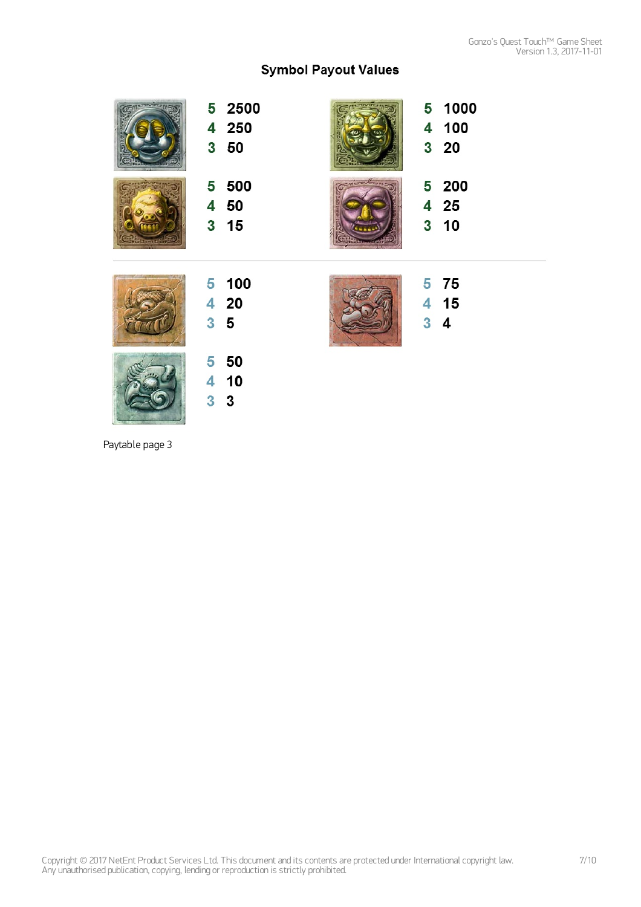## Symbol Payout Values

| 5 | 2500 |
|---|---|
| 4 | 250 |
| 3 | 50 |

| 5 | 1000 |
|---|---|
| 4 | 100 |
| 3 | 20 |

| 5 | 500 |
|---|---|
| 4 | 50 |
| 3 | 15 |

| 5 | 200 |
|---|---|
| 4 | 25 |
| 3 | 10 |

| 5 | 100 |
|---|---|
| 4 | 20 |
| 3 | 5 |

| 5 | 75 |
|---|---|
| 4 | 15 |
| 3 | 4 |

| 5 | 50 |
|---|---|
| 4 | 10 |
| 3 | 3 |

Paytable page 3

Copyright © 2017 NetEnt Product Services Ltd. This document and its contents are protected under International copyright law. Any unauthorised publication, copying, lending or reproduction is strictly prohibited.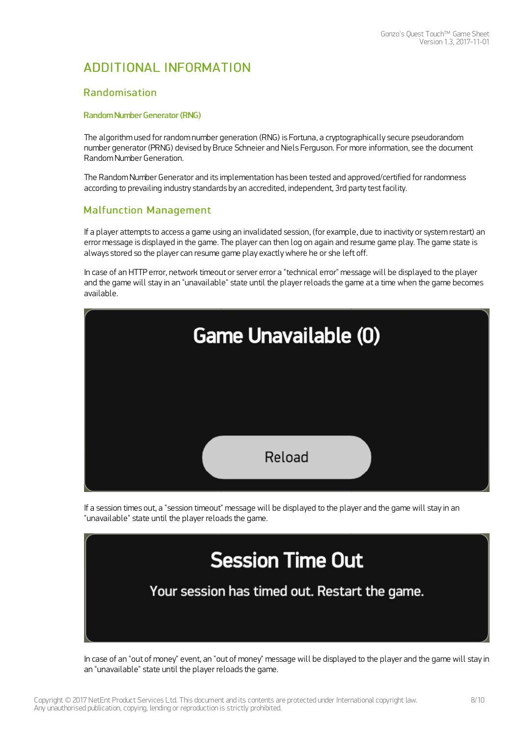# ADDITIONAL INFORMATION

## Randomisation

### Random Number Generator (RNG)

The algorithm used for random number generation (RNG) is Fortuna, a cryptographically secure pseudorandom number generator (PRNG) devised by Bruce Schneier and Niels Ferguson. For more information, see the document Random Number Generation.

The Random Number Generator and its implementation has been tested and approved/certified for randomness according to prevailing industry standards by an accredited, independent, 3rd party test facility.

## Malfunction Management

If a player attempts to access a game using an invalidated session, (for example, due to inactivity or system restart) an error message is displayed in the game. The player can then log on again and resume game play. The game state is always stored so the player can resume game play exactly where he or she left off.

In case of an HTTP error, network timeout or server error a "technical error" message will be displayed to the player and the game will stay in an "unavailable" state until the player reloads the game at a time when the game becomes available.

Game Unavailable (0)

Reload

If a session times out, a "session timeout" message will be displayed to the player and the game will stay in an "unavailable" state until the player reloads the game.

Session Time Out

Your session has timed out. Restart the game.

In case of an "out of money" event, an "out of money" message will be displayed to the player and the game will stay in an "unavailable" state until the player reloads the game.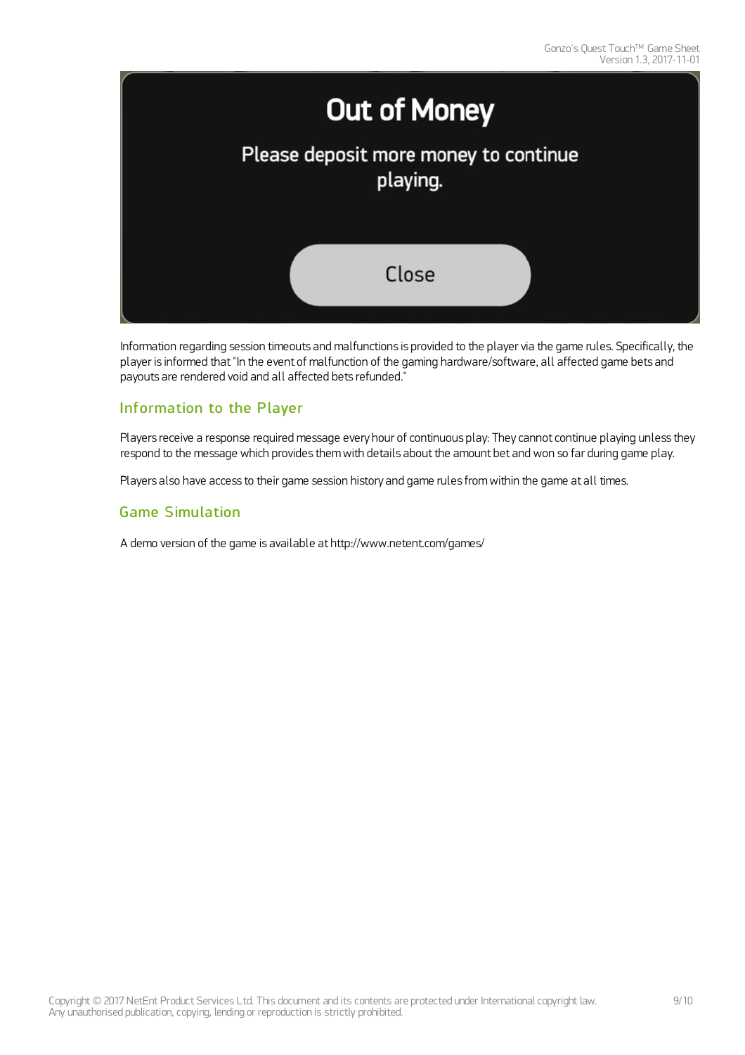Information regarding session timeouts and malfunctions is provided to the player via the game rules. Specifically, the player is informed that "In the event of malfunction of the gaming hardware/software, all affected game bets and payouts are rendered void and all affected bets refunded."

## Information to the Player

Players receive a response required message every hour of continuous play: They cannot continue playing unless they respond to the message which provides them with details about the amount bet and won so far during game play.

Players also have access to their game session history and game rules from within the game at all times.

## Game Simulation

A demo version of the game is available at http://www.netent.com/games/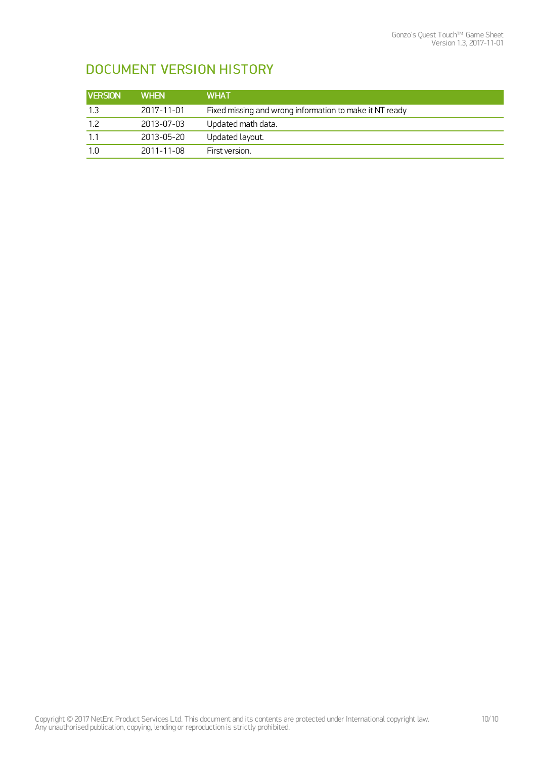## DOCUMENT VERSION HISTORY

| VERSION | WHEN | WHAT |
|---|---|---|
| 1.3 | 2017-11-01 | Fixed missing and wrong information to make it NT ready |
| 1.2 | 2013-07-03 | Updated math data. |
| 1.1 | 2013-05-20 | Updated layout. |
| 1.0 | 2011-11-08 | First version. |

Copyright © 2017 NetEnt Product Services Ltd. This document and its contents are protected under International copyright law. Any unauthorised publication, copying, lending or reproduction is strictly prohibited.